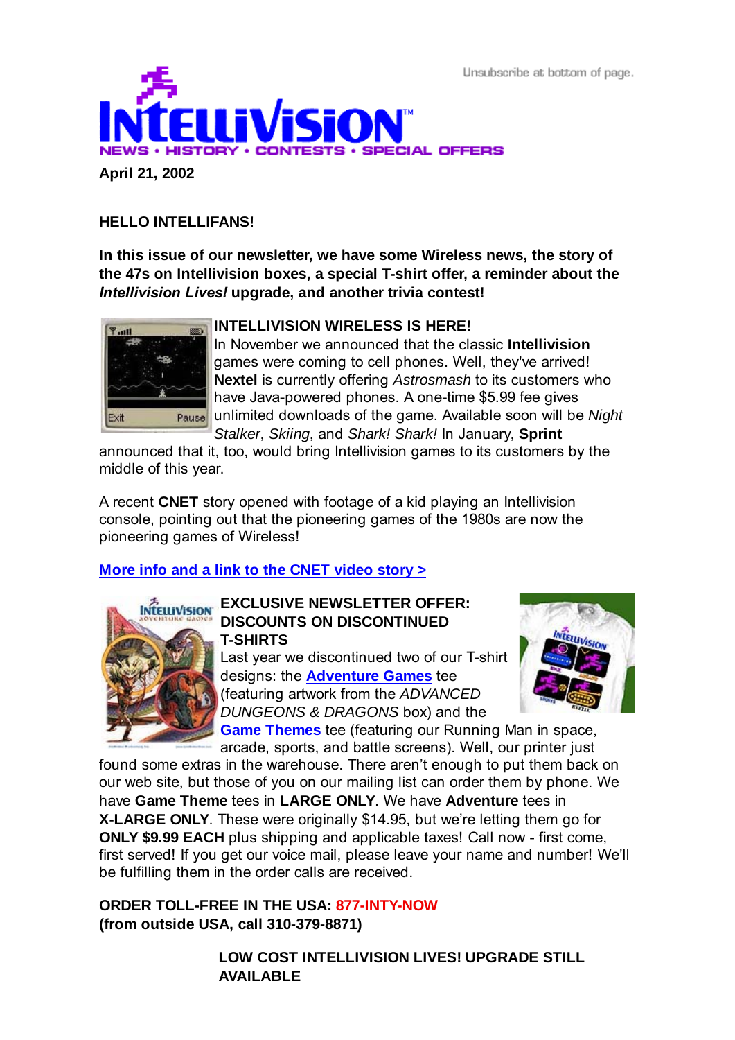Unsubscribe at bottom of page.

# INTELLIVISION™

NEWS • HISTORY • CONTESTS • SPECIAL OFFERS

**April 21, 2002**

---

**HELLO INTELLIFANS!**

**In this issue of our newsletter, we have some Wireless news, the story of the 47s on Intellivision boxes, a special T-shirt offer, a reminder about the *Intellivision Lives!* upgrade, and another trivia contest!**

**INTELLIVISION WIRELESS IS HERE!**

In November we announced that the classic **Intellivision** games were coming to cell phones. Well, they've arrived! **Nextel** is currently offering *Astrosmash* to its customers who have Java-powered phones. A one-time $5.99 fee gives unlimited downloads of the game. Available soon will be *Night Stalker*, *Skiing*, and *Shark! Shark!* In January, **Sprint** announced that it, too, would bring Intellivision games to its customers by the middle of this year.

A recent **CNET** story opened with footage of a kid playing an Intellivision console, pointing out that the pioneering games of the 1980s are now the pioneering games of Wireless!

**More info and a link to the CNET video story >**

**EXCLUSIVE NEWSLETTER OFFER: DISCOUNTS ON DISCONTINUED T-SHIRTS**

Last year we discontinued two of our T-shirt designs: the **Adventure Games** tee (featuring artwork from the *ADVANCED DUNGEONS & DRAGONS* box) and the **Game Themes** tee (featuring our Running Man in space, arcade, sports, and battle screens). Well, our printer just found some extras in the warehouse. There aren't enough to put them back on our web site, but those of you on our mailing list can order them by phone. We have **Game Theme** tees in **LARGE ONLY**. We have **Adventure** tees in **X-LARGE ONLY**. These were originally $14.95, but we're letting them go for **ONLY $9.99 EACH** plus shipping and applicable taxes! Call now - first come, first served! If you get our voice mail, please leave your name and number! We'll be fulfilling them in the order calls are received.

**ORDER TOLL-FREE IN THE USA: 877-INTY-NOW**
**(from outside USA, call 310-379-8871)**

**LOW COST INTELLIVISION LIVES! UPGRADE STILL AVAILABLE**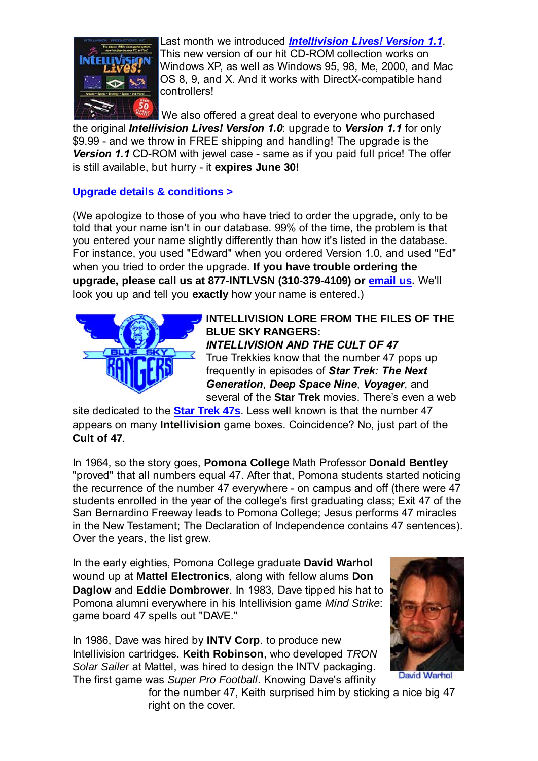Last month we introduced ***Intellivision Lives! Version 1.1***. This new version of our hit CD-ROM collection works on Windows XP, as well as Windows 95, 98, Me, 2000, and Mac OS 8, 9, and X. And it works with DirectX-compatible hand controllers!

We also offered a great deal to everyone who purchased the original ***Intellivision Lives! Version 1.0***: upgrade to ***Version 1.1*** for only $9.99 - and we throw in FREE shipping and handling! The upgrade is the ***Version 1.1*** CD-ROM with jewel case - same as if you paid full price! The offer is still available, but hurry - it **expires June 30!**

**Upgrade details & conditions >**

(We apologize to those of you who have tried to order the upgrade, only to be told that your name isn't in our database. 99% of the time, the problem is that you entered your name slightly differently than how it's listed in the database. For instance, you used "Edward" when you ordered Version 1.0, and used "Ed" when you tried to order the upgrade. **If you have trouble ordering the upgrade, please call us at 877-INTLVSN (310-379-4109) or email us.** We'll look you up and tell you **exactly** how your name is entered.)

**INTELLIVISION LORE FROM THE FILES OF THE BLUE SKY RANGERS:**
***INTELLIVISION AND THE CULT OF 47***

True Trekkies know that the number 47 pops up frequently in episodes of ***Star Trek: The Next Generation***, ***Deep Space Nine***, ***Voyager***, and several of the **Star Trek** movies. There's even a web site dedicated to the **Star Trek 47s**. Less well known is that the number 47 appears on many **Intellivision** game boxes. Coincidence? No, just part of the **Cult of 47**.

In 1964, so the story goes, **Pomona College** Math Professor **Donald Bentley** "proved" that all numbers equal 47. After that, Pomona students started noticing the recurrence of the number 47 everywhere - on campus and off (there were 47 students enrolled in the year of the college's first graduating class; Exit 47 of the San Bernardino Freeway leads to Pomona College; Jesus performs 47 miracles in the New Testament; The Declaration of Independence contains 47 sentences). Over the years, the list grew.

In the early eighties, Pomona College graduate **David Warhol** wound up at **Mattel Electronics**, along with fellow alums **Don Daglow** and **Eddie Dombrower**. In 1983, Dave tipped his hat to Pomona alumni everywhere in his Intellivision game *Mind Strike*: game board 47 spells out "DAVE."

David Warhol

In 1986, Dave was hired by **INTV Corp**. to produce new Intellivision cartridges. **Keith Robinson**, who developed *TRON Solar Sailer* at Mattel, was hired to design the INTV packaging. The first game was *Super Pro Football*. Knowing Dave's affinity for the number 47, Keith surprised him by sticking a nice big 47 right on the cover.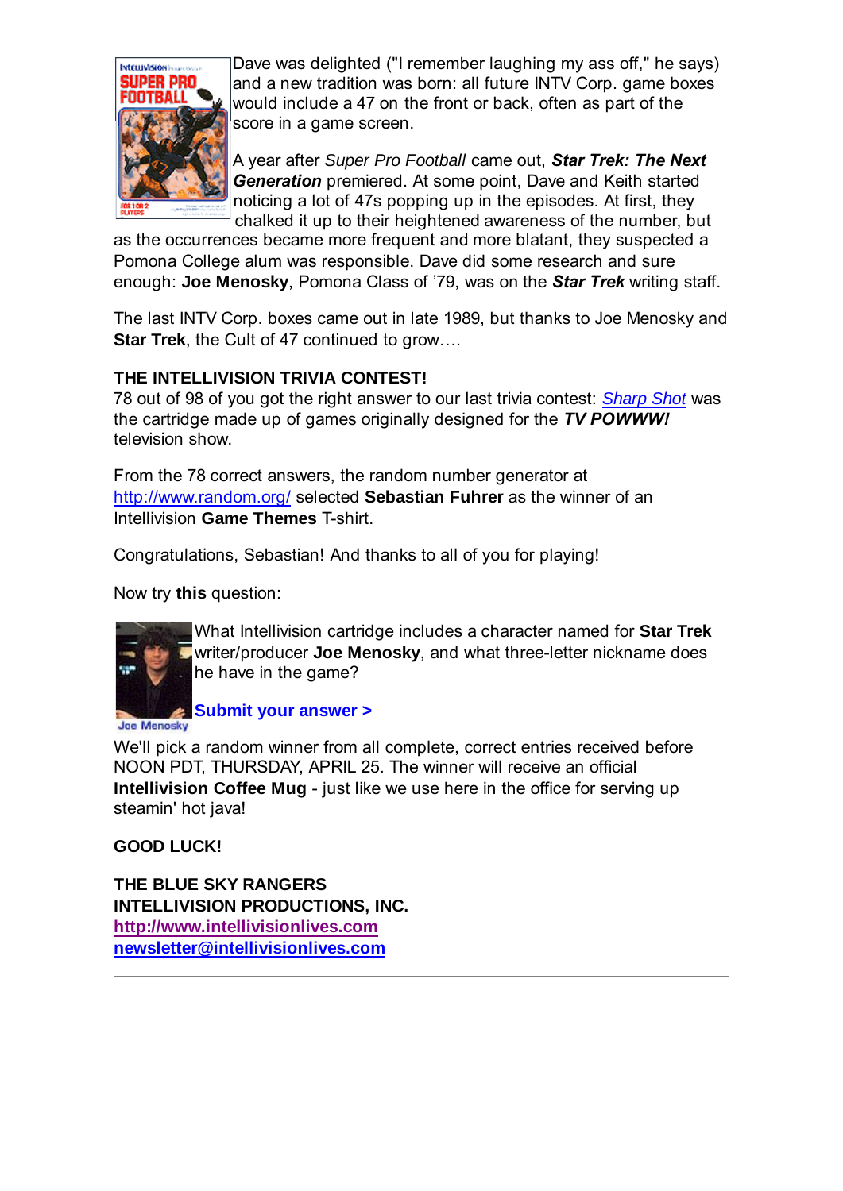Dave was delighted ("I remember laughing my ass off," he says) and a new tradition was born: all future INTV Corp. game boxes would include a 47 on the front or back, often as part of the score in a game screen.

A year after *Super Pro Football* came out, ***Star Trek: The Next Generation*** premiered. At some point, Dave and Keith started noticing a lot of 47s popping up in the episodes. At first, they chalked it up to their heightened awareness of the number, but as the occurrences became more frequent and more blatant, they suspected a Pomona College alum was responsible. Dave did some research and sure enough: **Joe Menosky**, Pomona Class of '79, was on the ***Star Trek*** writing staff.

The last INTV Corp. boxes came out in late 1989, but thanks to Joe Menosky and **Star Trek**, the Cult of 47 continued to grow….

**THE INTELLIVISION TRIVIA CONTEST!**
78 out of 98 of you got the right answer to our last trivia contest: *Sharp Shot* was the cartridge made up of games originally designed for the ***TV POWWW!*** television show.

From the 78 correct answers, the random number generator at http://www.random.org/ selected **Sebastian Fuhrer** as the winner of an Intellivision **Game Themes** T-shirt.

Congratulations, Sebastian! And thanks to all of you for playing!

Now try **this** question:

What Intellivision cartridge includes a character named for **Star Trek** writer/producer **Joe Menosky**, and what three-letter nickname does he have in the game?

Joe Menosky

**Submit your answer >**

We'll pick a random winner from all complete, correct entries received before NOON PDT, THURSDAY, APRIL 25. The winner will receive an official **Intellivision Coffee Mug** - just like we use here in the office for serving up steamin' hot java!

**GOOD LUCK!**

**THE BLUE SKY RANGERS**
**INTELLIVISION PRODUCTIONS, INC.**
**http://www.intellivisionlives.com**
**newsletter@intellivisionlives.com**